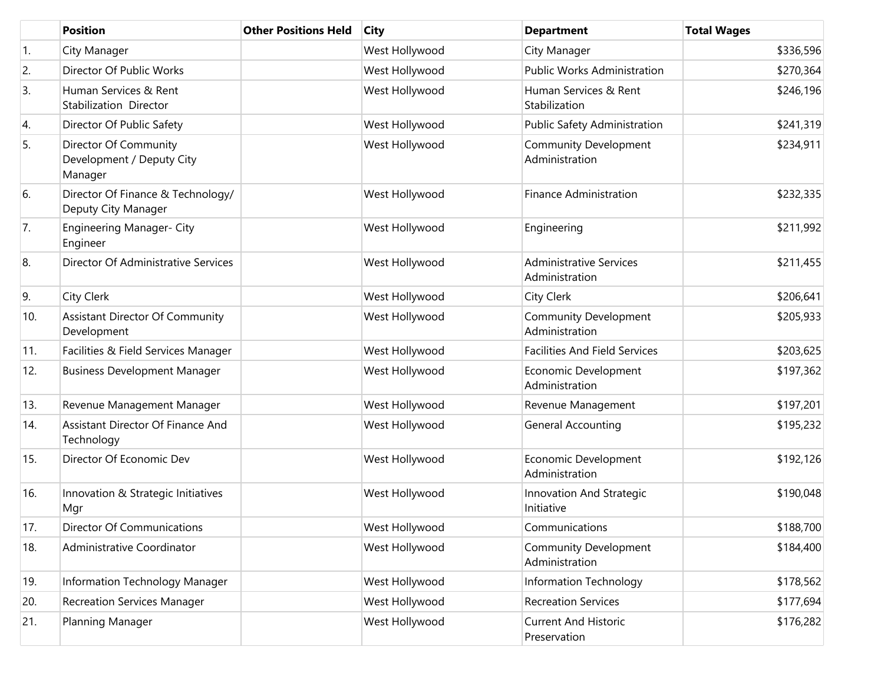| | Position | Other Positions Held | City | Department | Total Wages |
|---|---|---|---|---|---|
| 1. | City Manager | | West Hollywood | City Manager | $336,596 |
| 2. | Director Of Public Works | | West Hollywood | Public Works Administration | $270,364 |
| 3. | Human Services & Rent Stabilization Director | | West Hollywood | Human Services & Rent Stabilization | $246,196 |
| 4. | Director Of Public Safety | | West Hollywood | Public Safety Administration | $241,319 |
| 5. | Director Of Community Development / Deputy City Manager | | West Hollywood | Community Development Administration | $234,911 |
| 6. | Director Of Finance & Technology/ Deputy City Manager | | West Hollywood | Finance Administration | $232,335 |
| 7. | Engineering Manager- City Engineer | | West Hollywood | Engineering | $211,992 |
| 8. | Director Of Administrative Services | | West Hollywood | Administrative Services Administration | $211,455 |
| 9. | City Clerk | | West Hollywood | City Clerk | $206,641 |
| 10. | Assistant Director Of Community Development | | West Hollywood | Community Development Administration | $205,933 |
| 11. | Facilities & Field Services Manager | | West Hollywood | Facilities And Field Services | $203,625 |
| 12. | Business Development Manager | | West Hollywood | Economic Development Administration | $197,362 |
| 13. | Revenue Management Manager | | West Hollywood | Revenue Management | $197,201 |
| 14. | Assistant Director Of Finance And Technology | | West Hollywood | General Accounting | $195,232 |
| 15. | Director Of Economic Dev | | West Hollywood | Economic Development Administration | $192,126 |
| 16. | Innovation & Strategic Initiatives Mgr | | West Hollywood | Innovation And Strategic Initiative | $190,048 |
| 17. | Director Of Communications | | West Hollywood | Communications | $188,700 |
| 18. | Administrative Coordinator | | West Hollywood | Community Development Administration | $184,400 |
| 19. | Information Technology Manager | | West Hollywood | Information Technology | $178,562 |
| 20. | Recreation Services Manager | | West Hollywood | Recreation Services | $177,694 |
| 21. | Planning Manager | | West Hollywood | Current And Historic Preservation | $176,282 |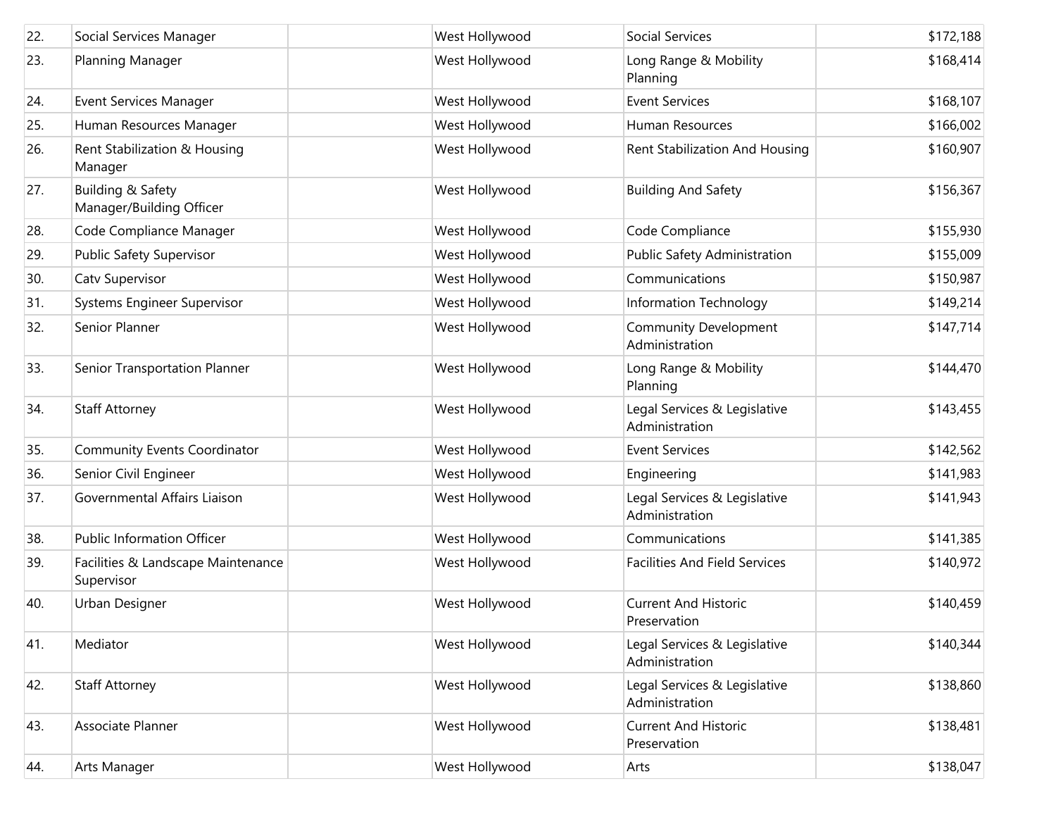| | | | | | |
|---|---|---|---|---|---|
| 22. | Social Services Manager | | West Hollywood | Social Services | $172,188 |
| 23. | Planning Manager | | West Hollywood | Long Range & Mobility Planning | $168,414 |
| 24. | Event Services Manager | | West Hollywood | Event Services | $168,107 |
| 25. | Human Resources Manager | | West Hollywood | Human Resources | $166,002 |
| 26. | Rent Stabilization & Housing Manager | | West Hollywood | Rent Stabilization And Housing | $160,907 |
| 27. | Building & Safety Manager/Building Officer | | West Hollywood | Building And Safety | $156,367 |
| 28. | Code Compliance Manager | | West Hollywood | Code Compliance | $155,930 |
| 29. | Public Safety Supervisor | | West Hollywood | Public Safety Administration | $155,009 |
| 30. | Catv Supervisor | | West Hollywood | Communications | $150,987 |
| 31. | Systems Engineer Supervisor | | West Hollywood | Information Technology | $149,214 |
| 32. | Senior Planner | | West Hollywood | Community Development Administration | $147,714 |
| 33. | Senior Transportation Planner | | West Hollywood | Long Range & Mobility Planning | $144,470 |
| 34. | Staff Attorney | | West Hollywood | Legal Services & Legislative Administration | $143,455 |
| 35. | Community Events Coordinator | | West Hollywood | Event Services | $142,562 |
| 36. | Senior Civil Engineer | | West Hollywood | Engineering | $141,983 |
| 37. | Governmental Affairs Liaison | | West Hollywood | Legal Services & Legislative Administration | $141,943 |
| 38. | Public Information Officer | | West Hollywood | Communications | $141,385 |
| 39. | Facilities & Landscape Maintenance Supervisor | | West Hollywood | Facilities And Field Services | $140,972 |
| 40. | Urban Designer | | West Hollywood | Current And Historic Preservation | $140,459 |
| 41. | Mediator | | West Hollywood | Legal Services & Legislative Administration | $140,344 |
| 42. | Staff Attorney | | West Hollywood | Legal Services & Legislative Administration | $138,860 |
| 43. | Associate Planner | | West Hollywood | Current And Historic Preservation | $138,481 |
| 44. | Arts Manager | | West Hollywood | Arts | $138,047 |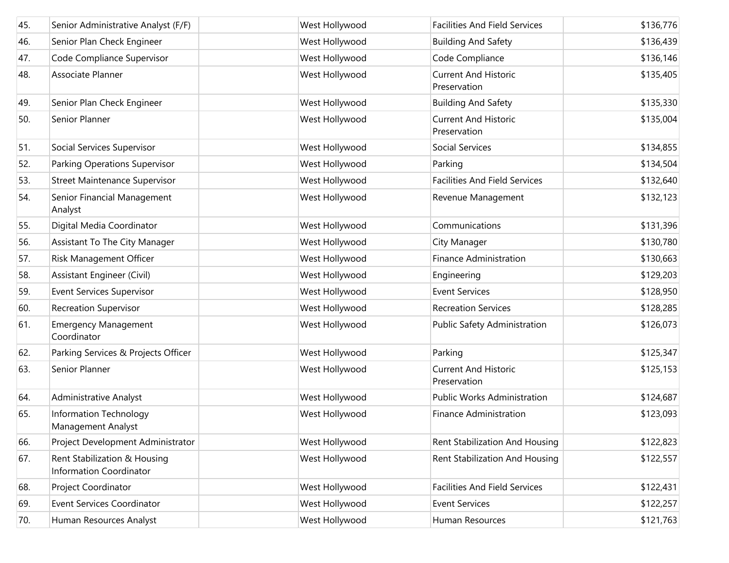| | | | | | |
|---|---|---|---|---|---|
| 45. | Senior Administrative Analyst (F/F) | | West Hollywood | Facilities And Field Services | $136,776 |
| 46. | Senior Plan Check Engineer | | West Hollywood | Building And Safety | $136,439 |
| 47. | Code Compliance Supervisor | | West Hollywood | Code Compliance | $136,146 |
| 48. | Associate Planner | | West Hollywood | Current And Historic Preservation | $135,405 |
| 49. | Senior Plan Check Engineer | | West Hollywood | Building And Safety | $135,330 |
| 50. | Senior Planner | | West Hollywood | Current And Historic Preservation | $135,004 |
| 51. | Social Services Supervisor | | West Hollywood | Social Services | $134,855 |
| 52. | Parking Operations Supervisor | | West Hollywood | Parking | $134,504 |
| 53. | Street Maintenance Supervisor | | West Hollywood | Facilities And Field Services | $132,640 |
| 54. | Senior Financial Management Analyst | | West Hollywood | Revenue Management | $132,123 |
| 55. | Digital Media Coordinator | | West Hollywood | Communications | $131,396 |
| 56. | Assistant To The City Manager | | West Hollywood | City Manager | $130,780 |
| 57. | Risk Management Officer | | West Hollywood | Finance Administration | $130,663 |
| 58. | Assistant Engineer (Civil) | | West Hollywood | Engineering | $129,203 |
| 59. | Event Services Supervisor | | West Hollywood | Event Services | $128,950 |
| 60. | Recreation Supervisor | | West Hollywood | Recreation Services | $128,285 |
| 61. | Emergency Management Coordinator | | West Hollywood | Public Safety Administration | $126,073 |
| 62. | Parking Services & Projects Officer | | West Hollywood | Parking | $125,347 |
| 63. | Senior Planner | | West Hollywood | Current And Historic Preservation | $125,153 |
| 64. | Administrative Analyst | | West Hollywood | Public Works Administration | $124,687 |
| 65. | Information Technology Management Analyst | | West Hollywood | Finance Administration | $123,093 |
| 66. | Project Development Administrator | | West Hollywood | Rent Stabilization And Housing | $122,823 |
| 67. | Rent Stabilization & Housing Information Coordinator | | West Hollywood | Rent Stabilization And Housing | $122,557 |
| 68. | Project Coordinator | | West Hollywood | Facilities And Field Services | $122,431 |
| 69. | Event Services Coordinator | | West Hollywood | Event Services | $122,257 |
| 70. | Human Resources Analyst | | West Hollywood | Human Resources | $121,763 |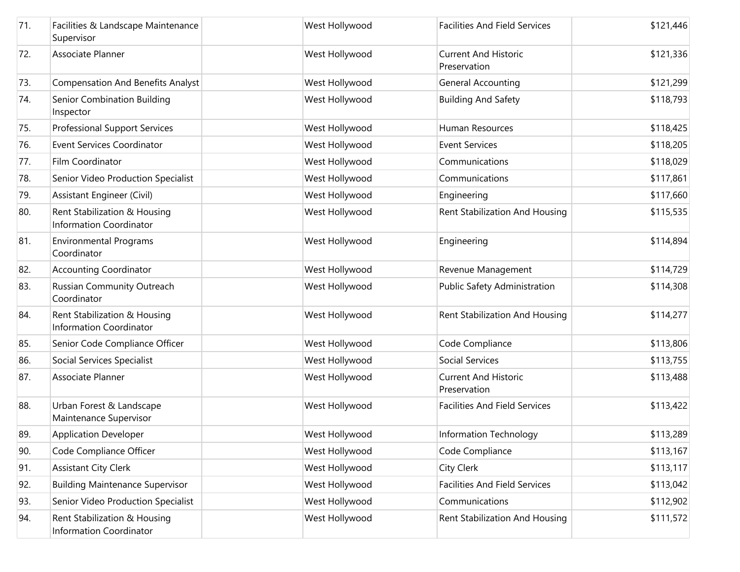| | | | | | |
|---|---|---|---|---|---|
| 71. | Facilities & Landscape Maintenance Supervisor | | West Hollywood | Facilities And Field Services | $121,446 |
| 72. | Associate Planner | | West Hollywood | Current And Historic Preservation | $121,336 |
| 73. | Compensation And Benefits Analyst | | West Hollywood | General Accounting | $121,299 |
| 74. | Senior Combination Building Inspector | | West Hollywood | Building And Safety | $118,793 |
| 75. | Professional Support Services | | West Hollywood | Human Resources | $118,425 |
| 76. | Event Services Coordinator | | West Hollywood | Event Services | $118,205 |
| 77. | Film Coordinator | | West Hollywood | Communications | $118,029 |
| 78. | Senior Video Production Specialist | | West Hollywood | Communications | $117,861 |
| 79. | Assistant Engineer (Civil) | | West Hollywood | Engineering | $117,660 |
| 80. | Rent Stabilization & Housing Information Coordinator | | West Hollywood | Rent Stabilization And Housing | $115,535 |
| 81. | Environmental Programs Coordinator | | West Hollywood | Engineering | $114,894 |
| 82. | Accounting Coordinator | | West Hollywood | Revenue Management | $114,729 |
| 83. | Russian Community Outreach Coordinator | | West Hollywood | Public Safety Administration | $114,308 |
| 84. | Rent Stabilization & Housing Information Coordinator | | West Hollywood | Rent Stabilization And Housing | $114,277 |
| 85. | Senior Code Compliance Officer | | West Hollywood | Code Compliance | $113,806 |
| 86. | Social Services Specialist | | West Hollywood | Social Services | $113,755 |
| 87. | Associate Planner | | West Hollywood | Current And Historic Preservation | $113,488 |
| 88. | Urban Forest & Landscape Maintenance Supervisor | | West Hollywood | Facilities And Field Services | $113,422 |
| 89. | Application Developer | | West Hollywood | Information Technology | $113,289 |
| 90. | Code Compliance Officer | | West Hollywood | Code Compliance | $113,167 |
| 91. | Assistant City Clerk | | West Hollywood | City Clerk | $113,117 |
| 92. | Building Maintenance Supervisor | | West Hollywood | Facilities And Field Services | $113,042 |
| 93. | Senior Video Production Specialist | | West Hollywood | Communications | $112,902 |
| 94. | Rent Stabilization & Housing Information Coordinator | | West Hollywood | Rent Stabilization And Housing | $111,572 |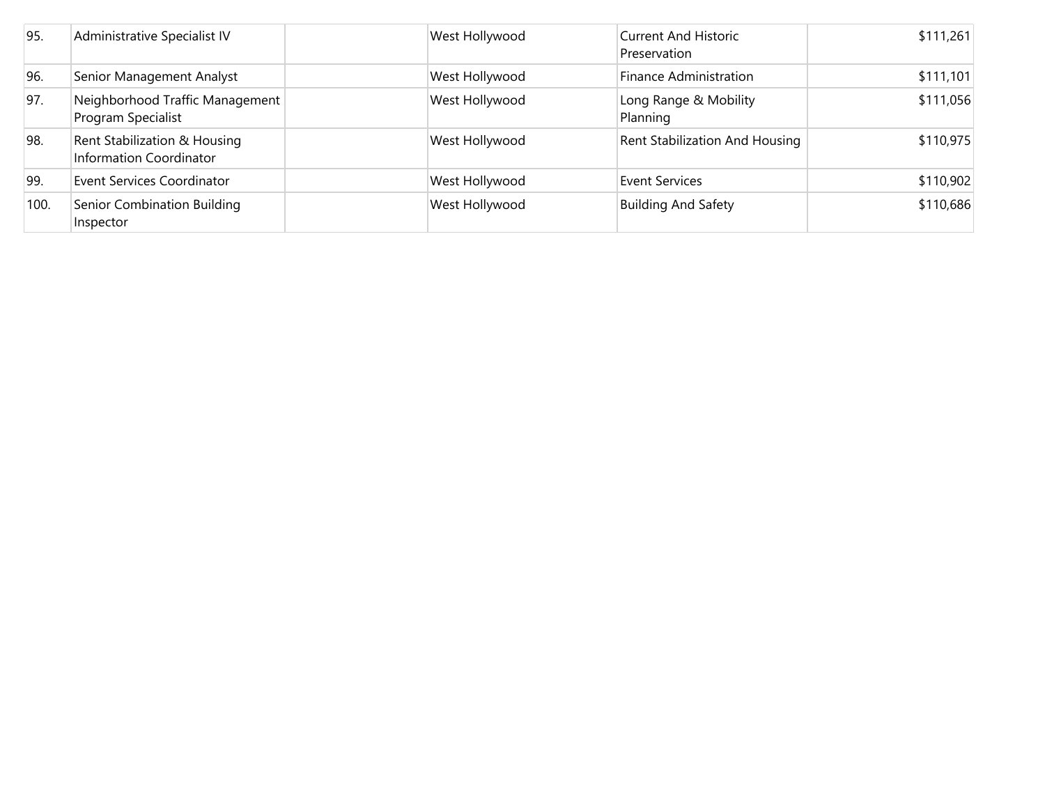| | | | | | |
|---|---|---|---|---|---|
| 95. | Administrative Specialist IV | | West Hollywood | Current And Historic Preservation | $111,261 |
| 96. | Senior Management Analyst | | West Hollywood | Finance Administration | $111,101 |
| 97. | Neighborhood Traffic Management Program Specialist | | West Hollywood | Long Range & Mobility Planning | $111,056 |
| 98. | Rent Stabilization & Housing Information Coordinator | | West Hollywood | Rent Stabilization And Housing | $110,975 |
| 99. | Event Services Coordinator | | West Hollywood | Event Services | $110,902 |
| 100. | Senior Combination Building Inspector | | West Hollywood | Building And Safety | $110,686 |